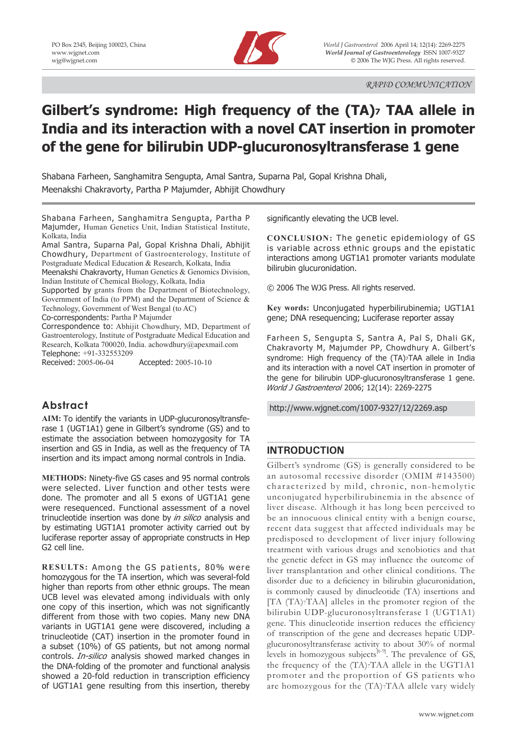RAPID COMMUNICATION

# Gilbert's syndrome: High frequency of the $(TA)_7$ TAA allele in India and its interaction with a novel CAT insertion in promoter of the gene for bilirubin UDP-glucuronosyltransferase 1 gene

Shabana Farheen, Sanghamitra Sengupta, Amal Santra, Suparna Pal, Gopal Krishna Dhali, Meenakshi Chakravorty, Partha P Majumder, Abhijit Chowdhury

Shabana Farheen, Sanghamitra Sengupta, Partha P Majumder, Human Genetics Unit, Indian Statistical Institute, Kolkata, India

Amal Santra, Suparna Pal, Gopal Krishna Dhali, Abhijit Chowdhury, Department of Gastroenterology, Institute of Postgraduate Medical Education & Research, Kolkata, India

Meenakshi Chakravorty, Human Genetics & Genomics Division, Indian Institute of Chemical Biology, Kolkata, India

Supported by grants from the Department of Biotechnology, Government of India (to PPM) and the Department of Science & Technology, Government of West Bengal (to AC)

Co-correspondents: Partha P Majumder

Correspondence to: Abhijit Chowdhury, MD, Department of Gastroenterology, Institute of Postgraduate Medical Education and Research, Kolkata 700020, India. achowdhury@apexmail.com

Telephone: +91-332553209

Received: 2005-06-04 Accepted: 2005-10-10

## Abstract

**AIM:** To identify the variants in UDP-glucuronosyltransferase 1 (UGT1A1) gene in Gilbert's syndrome (GS) and to estimate the association between homozygosity for TA insertion and GS in India, as well as the frequency of TA insertion and its impact among normal controls in India.

**METHODS:** Ninety-five GS cases and 95 normal controls were selected. Liver function and other tests were done. The promoter and all 5 exons of UGT1A1 gene were resequenced. Functional assessment of a novel trinucleotide insertion was done by *in silico* analysis and by estimating UGT1A1 promoter activity carried out by luciferase reporter assay of appropriate constructs in Hep G2 cell line.

**RESULTS:** Among the GS patients, 80% were homozygous for the TA insertion, which was several-fold higher than reports from other ethnic groups. The mean UCB level was elevated among individuals with only one copy of this insertion, which was not significantly different from those with two copies. Many new DNA variants in UGT1A1 gene were discovered, including a trinucleotide (CAT) insertion in the promoter found in a subset (10%) of GS patients, but not among normal controls. *In-silico* analysis showed marked changes in the DNA-folding of the promoter and functional analysis showed a 20-fold reduction in transcription efficiency of UGT1A1 gene resulting from this insertion, thereby significantly elevating the UCB level.

**CONCLUSION:** The genetic epidemiology of GS is variable across ethnic groups and the epistatic interactions among UGT1A1 promoter variants modulate bilirubin glucuronidation.

© 2006 The WJG Press. All rights reserved.

**Key words:** Unconjugated hyperbilirubinemia; UGT1A1 gene; DNA resequencing; Luciferase reporter assay

Farheen S, Sengupta S, Santra A, Pal S, Dhali GK, Chakravorty M, Majumder PP, Chowdhury A. Gilbert's syndrome: High frequency of the $(TA)_7$TAA allele in India and its interaction with a novel CAT insertion in promoter of the gene for bilirubin UDP-glucuronosyltransferase 1 gene. *World J Gastroenterol* 2006; 12(14): 2269-2275

http://www.wjgnet.com/1007-9327/12/2269.asp

## INTRODUCTION

Gilbert's syndrome (GS) is generally considered to be an autosomal recessive disorder (OMIM #143500) characterized by mild, chronic, non-hemolytic unconjugated hyperbilirubinemia in the absence of liver disease. Although it has long been perceived to be an innocuous clinical entity with a benign course, recent data suggest that affected individuals may be predisposed to development of liver injury following treatment with various drugs and xenobiotics and that the genetic defect in GS may influence the outcome of liver transplantation and other clinical conditions. The disorder due to a deficiency in bilirubin glucuronidation, is commonly caused by dinucleotide (TA) insertions and [TA $(TA)_7$TAA] alleles in the promoter region of the bilirubin UDP-glucuronosyltransferase 1 (UGT1A1) gene. This dinucleotide insertion reduces the efficiency of transcription of the gene and decreases hepatic UDP-glucuronosyltransferase activity to about 30% of normal levels in homozygous subjects[6-9]. The prevalence of GS, the frequency of the $(TA)_7$TAA allele in the UGT1A1 promoter and the proportion of GS patients who are homozygous for the $(TA)_7$TAA allele vary widely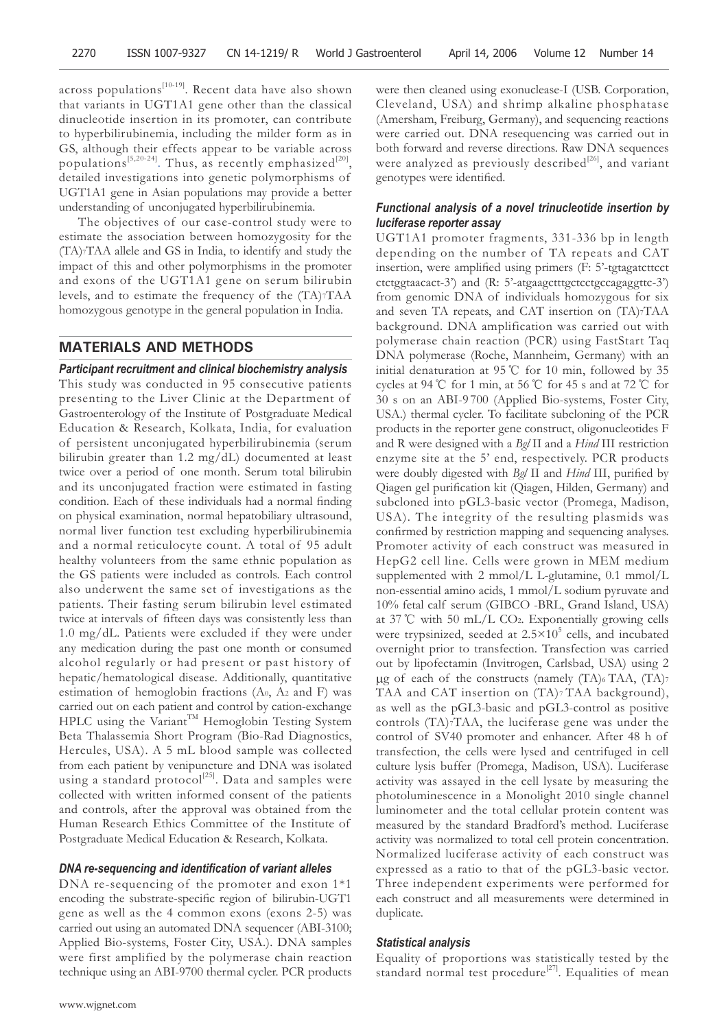across populations[10-19]. Recent data have also shown that variants in UGT1A1 gene other than the classical dinucleotide insertion in its promoter, can contribute to hyperbilirubinemia, including the milder form as in GS, although their effects appear to be variable across populations[5,20-24]. Thus, as recently emphasized[20], detailed investigations into genetic polymorphisms of UGT1A1 gene in Asian populations may provide a better understanding of unconjugated hyperbilirubinemia.

The objectives of our case-control study were to estimate the association between homozygosity for the $(TA)_7TAA$ allele and GS in India, to identify and study the impact of this and other polymorphisms in the promoter and exons of the UGT1A1 gene on serum bilirubin levels, and to estimate the frequency of the $(TA)_7TAA$ homozygous genotype in the general population in India.

## MATERIALS AND METHODS

### *Participant recruitment and clinical biochemistry analysis*

This study was conducted in 95 consecutive patients presenting to the Liver Clinic at the Department of Gastroenterology of the Institute of Postgraduate Medical Education & Research, Kolkata, India, for evaluation of persistent unconjugated hyperbilirubinemia (serum bilirubin greater than 1.2 mg/dL) documented at least twice over a period of one month. Serum total bilirubin and its unconjugated fraction were estimated in fasting condition. Each of these individuals had a normal finding on physical examination, normal hepatobiliary ultrasound, normal liver function test excluding hyperbilirubinemia and a normal reticulocyte count. A total of 95 adult healthy volunteers from the same ethnic population as the GS patients were included as controls. Each control also underwent the same set of investigations as the patients. Their fasting serum bilirubin level estimated twice at intervals of fifteen days was consistently less than 1.0 mg/dL. Patients were excluded if they were under any medication during the past one month or consumed alcohol regularly or had present or past history of hepatic/hematological disease. Additionally, quantitative estimation of hemoglobin fractions ($A_0$, $A_2$ and F) was carried out on each patient and control by cation-exchange HPLC using the Variant™ Hemoglobin Testing System Beta Thalassemia Short Program (Bio-Rad Diagnostics, Hercules, USA). A 5 mL blood sample was collected from each patient by venipuncture and DNA was isolated using a standard protocol[25]. Data and samples were collected with written informed consent of the patients and controls, after the approval was obtained from the Human Research Ethics Committee of the Institute of Postgraduate Medical Education & Research, Kolkata.

### *DNA re-sequencing and identification of variant alleles*

DNA re-sequencing of the promoter and exon 1*1 encoding the substrate-specific region of bilirubin-UGT1 gene as well as the 4 common exons (exons 2-5) was carried out using an automated DNA sequencer (ABI-3100; Applied Bio-systems, Foster City, USA.). DNA samples were first amplified by the polymerase chain reaction technique using an ABI-9700 thermal cycler. PCR products were then cleaned using exonuclease-I (USB. Corporation, Cleveland, USA) and shrimp alkaline phosphatase (Amersham, Freiburg, Germany), and sequencing reactions were carried out. DNA resequencing was carried out in both forward and reverse directions. Raw DNA sequences were analyzed as previously described[26], and variant genotypes were identified.

### *Functional analysis of a novel trinucleotide insertion by luciferase reporter assay*

UGT1A1 promoter fragments, 331-336 bp in length depending on the number of TA repeats and CAT insertion, were amplified using primers (F: 5'-tgtagatcttcct ctctggtaacact-3') and (R: 5'-atgaagctttgctcctgccagaggttc-3') from genomic DNA of individuals homozygous for six and seven TA repeats, and CAT insertion on $(TA)_7TAA$ background. DNA amplification was carried out with polymerase chain reaction (PCR) using FastStart Taq DNA polymerase (Roche, Mannheim, Germany) with an initial denaturation at 95 ℃ for 10 min, followed by 35 cycles at 94 ℃ for 1 min, at 56 ℃ for 45 s and at 72 ℃ for 30 s on an ABI-9700 (Applied Bio-systems, Foster City, USA.) thermal cycler. To facilitate subcloning of the PCR products in the reporter gene construct, oligonucleotides F and R were designed with a *Bgl* II and a *Hind* III restriction enzyme site at the 5' end, respectively. PCR products were doubly digested with *Bgl* II and *Hind* III, purified by Qiagen gel purification kit (Qiagen, Hilden, Germany) and subcloned into pGL3-basic vector (Promega, Madison, USA). The integrity of the resulting plasmids was confirmed by restriction mapping and sequencing analyses. Promoter activity of each construct was measured in HepG2 cell line. Cells were grown in MEM medium supplemented with 2 mmol/L L-glutamine, 0.1 mmol/L non-essential amino acids, 1 mmol/L sodium pyruvate and 10% fetal calf serum (GIBCO -BRL, Grand Island, USA) at 37 ℃ with 50 mL/L $CO_2$. Exponentially growing cells were trypsinized, seeded at $2.5\times10^5$ cells, and incubated overnight prior to transfection. Transfection was carried out by lipofectamin (Invitrogen, Carlsbad, USA) using 2 μg of each of the constructs (namely $(TA)_6TAA$, $(TA)_7TAA$ and CAT insertion on $(TA)_7TAA$ background), as well as the pGL3-basic and pGL3-control as positive controls $(TA)_7TAA$, the luciferase gene was under the control of SV40 promoter and enhancer. After 48 h of transfection, the cells were lysed and centrifuged in cell culture lysis buffer (Promega, Madison, USA). Luciferase activity was assayed in the cell lysate by measuring the photoluminescence in a Monolight 2010 single channel luminometer and the total cellular protein content was measured by the standard Bradford's method. Luciferase activity was normalized to total cell protein concentration. Normalized luciferase activity of each construct was expressed as a ratio to that of the pGL3-basic vector. Three independent experiments were performed for each construct and all measurements were determined in duplicate.

### *Statistical analysis*

Equality of proportions was statistically tested by the standard normal test procedure[27]. Equalities of mean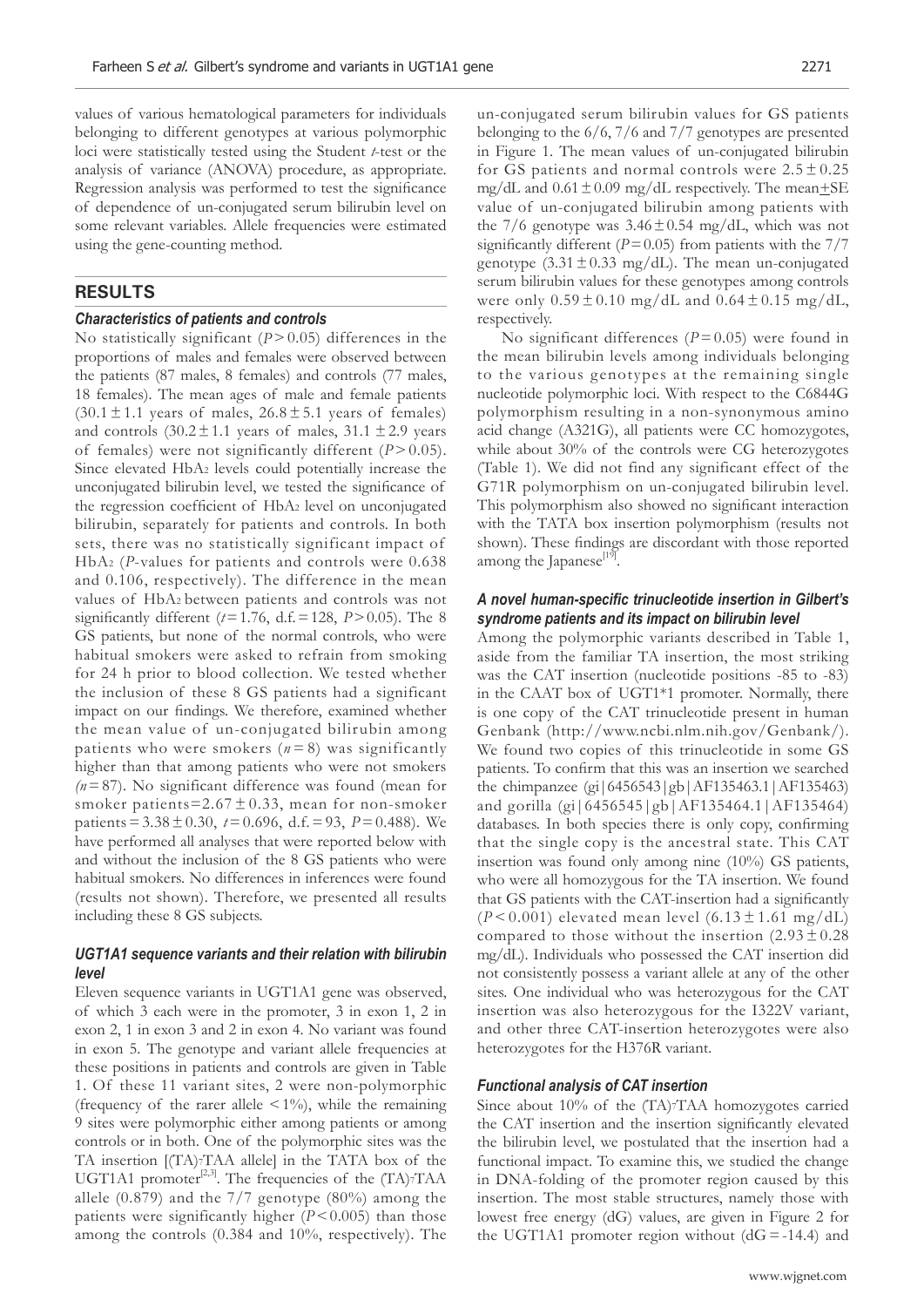values of various hematological parameters for individuals belonging to different genotypes at various polymorphic loci were statistically tested using the Student *t*-test or the analysis of variance (ANOVA) procedure, as appropriate. Regression analysis was performed to test the significance of dependence of un-conjugated serum bilirubin level on some relevant variables. Allele frequencies were estimated using the gene-counting method.

## RESULTS

### *Characteristics of patients and controls*

No statistically significant ($P > 0.05$) differences in the proportions of males and females were observed between the patients (87 males, 8 females) and controls (77 males, 18 females). The mean ages of male and female patients ($30.1 \pm 1.1$ years of males, $26.8 \pm 5.1$ years of females) and controls ($30.2 \pm 1.1$ years of males, $31.1 \pm 2.9$ years of females) were not significantly different ($P > 0.05$). Since elevated $HbA_2$ levels could potentially increase the unconjugated bilirubin level, we tested the significance of the regression coefficient of $HbA_2$ level on unconjugated bilirubin, separately for patients and controls. In both sets, there was no statistically significant impact of $HbA_2$ (*P*-values for patients and controls were 0.638 and 0.106, respectively). The difference in the mean values of $HbA_2$ between patients and controls was not significantly different ($t = 1.76$, d.f. = 128, $P > 0.05$). The 8 GS patients, but none of the normal controls, who were habitual smokers were asked to refrain from smoking for 24 h prior to blood collection. We tested whether the inclusion of these 8 GS patients had a significant impact on our findings. We therefore, examined whether the mean value of un-conjugated bilirubin among patients who were smokers ($n = 8$) was significantly higher than that among patients who were not smokers ($n = 87$). No significant difference was found (mean for smoker patients = $2.67 \pm 0.33$, mean for non-smoker patients = $3.38 \pm 0.30$, $t = 0.696$, d.f. = 93, $P = 0.488$). We have performed all analyses that were reported below with and without the inclusion of the 8 GS patients who were habitual smokers. No differences in inferences were found (results not shown). Therefore, we presented all results including these 8 GS subjects.

### *UGT1A1 sequence variants and their relation with bilirubin level*

Eleven sequence variants in UGT1A1 gene was observed, of which 3 each were in the promoter, 3 in exon 1, 2 in exon 2, 1 in exon 3 and 2 in exon 4. No variant was found in exon 5. The genotype and variant allele frequencies at these positions in patients and controls are given in Table 1. Of these 11 variant sites, 2 were non-polymorphic (frequency of the rarer allele < 1%), while the remaining 9 sites were polymorphic either among patients or among controls or in both. One of the polymorphic sites was the TA insertion [$(TA)_7TAA$ allele] in the TATA box of the UGT1A1 promoter[2,3]. The frequencies of the $(TA)_7TAA$ allele (0.879) and the 7/7 genotype (80%) among the patients were significantly higher ($P < 0.005$) than those among the controls (0.384 and 10%, respectively). The un-conjugated serum bilirubin values for GS patients belonging to the 6/6, 7/6 and 7/7 genotypes are presented in Figure 1. The mean values of un-conjugated bilirubin for GS patients and normal controls were $2.5 \pm 0.25$ mg/dL and $0.61 \pm 0.09$ mg/dL respectively. The mean$\pm$SE value of un-conjugated bilirubin among patients with the 7/6 genotype was $3.46 \pm 0.54$ mg/dL, which was not significantly different ($P = 0.05$) from patients with the 7/7 genotype ($3.31 \pm 0.33$ mg/dL). The mean un-conjugated serum bilirubin values for these genotypes among controls were only $0.59 \pm 0.10$ mg/dL and $0.64 \pm 0.15$ mg/dL, respectively.

No significant differences ($P = 0.05$) were found in the mean bilirubin levels among individuals belonging to the various genotypes at the remaining single nucleotide polymorphic loci. With respect to the C6844G polymorphism resulting in a non-synonymous amino acid change (A321G), all patients were CC homozygotes, while about 30% of the controls were CG heterozygotes (Table 1). We did not find any significant effect of the G71R polymorphism on un-conjugated bilirubin level. This polymorphism also showed no significant interaction with the TATA box insertion polymorphism (results not shown). These findings are discordant with those reported among the Japanese[19].

### *A novel human-specific trinucleotide insertion in Gilbert's syndrome patients and its impact on bilirubin level*

Among the polymorphic variants described in Table 1, aside from the familiar TA insertion, the most striking was the CAT insertion (nucleotide positions -85 to -83) in the CAAT box of UGT1*1 promoter. Normally, there is one copy of the CAT trinucleotide present in human Genbank (http://www.ncbi.nlm.nih.gov/Genbank/). We found two copies of this trinucleotide in some GS patients. To confirm that this was an insertion we searched the chimpanzee (gi|6456543|gb|AF135463.1|AF135463) and gorilla (gi|6456545|gb|AF135464.1|AF135464) databases. In both species there is only copy, confirming that the single copy is the ancestral state. This CAT insertion was found only among nine (10%) GS patients, who were all homozygous for the TA insertion. We found that GS patients with the CAT-insertion had a significantly ($P < 0.001$) elevated mean level ($6.13 \pm 1.61$ mg/dL) compared to those without the insertion ($2.93 \pm 0.28$ mg/dL). Individuals who possessed the CAT insertion did not consistently possess a variant allele at any of the other sites. One individual who was heterozygous for the CAT insertion was also heterozygous for the I322V variant, and other three CAT-insertion heterozygotes were also heterozygotes for the H376R variant.

### *Functional analysis of CAT insertion*

Since about 10% of the $(TA)_7TAA$ homozygotes carried the CAT insertion and the insertion significantly elevated the bilirubin level, we postulated that the insertion had a functional impact. To examine this, we studied the change in DNA-folding of the promoter region caused by this insertion. The most stable structures, namely those with lowest free energy (dG) values, are given in Figure 2 for the UGT1A1 promoter region without (dG = -14.4) and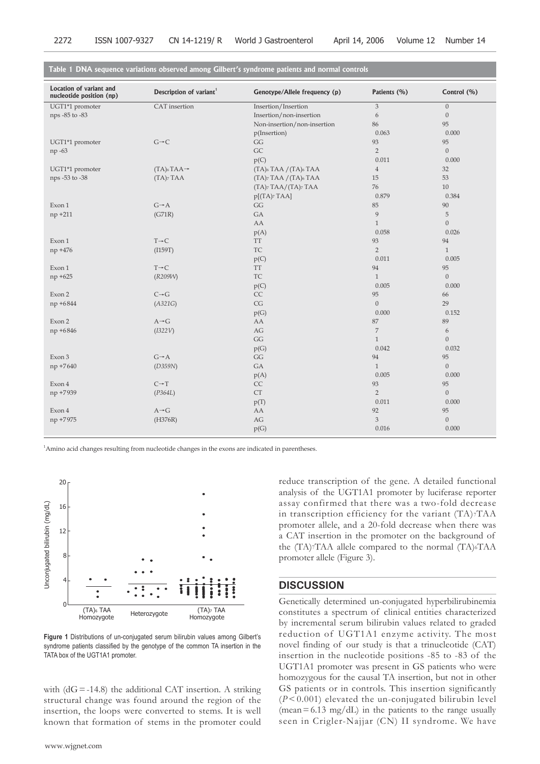**Table 1 DNA sequence variations observed among Gilbert's syndrome patients and normal controls**

| Location of variant and nucleotide position (np) | Description of variant[1] | Genotype/Allele frequency (p) | Patients (%) | Control (%) |
|---|---|---|---|---|
| UGT1*1 promoter | CAT insertion | Insertion/Insertion | 3 | 0 |
| nps -85 to -83 | | Insertion/non-insertion | 6 | 0 |
| | | Non-insertion/non-insertion | 86 | 95 |
| | | p(Insertion) | 0.063 | 0.000 |
| UGT1*1 promoter | G→C | GG | 93 | 95 |
| np -63 | | GC | 2 | 0 |
| | | p(C) | 0.011 | 0.000 |
| UGT1*1 promoter | $(TA)_6$TAA→ | $(TA)_6$ TAA / $(TA)_6$ TAA | 4 | 32 |
| nps -53 to -38 | $(TA)_7$ TAA | $(TA)_7$ TAA / $(TA)_6$ TAA | 15 | 53 |
| | | $(TA)_7$ TAA/$(TA)_7$ TAA | 76 | 10 |
| | | p[$(TA)_7$ TAA] | 0.879 | 0.384 |
| Exon 1 | G→A | GG | 85 | 90 |
| np +211 | (G71R) | GA | 9 | 5 |
| | | AA | 1 | 0 |
| | | p(A) | 0.058 | 0.026 |
| Exon 1 | T→C | TT | 93 | 94 |
| np +476 | (I159T) | TC | 2 | 1 |
| | | p(C) | 0.011 | 0.005 |
| Exon 1 | T→C | TT | 94 | 95 |
| np +625 | (*R209W*) | TC | 1 | 0 |
| | | p(C) | 0.005 | 0.000 |
| Exon 2 | C→G | CC | 95 | 66 |
| np +6844 | (*A321G*) | CG | 0 | 29 |
| | | p(G) | 0.000 | 0.152 |
| Exon 2 | A→G | AA | 87 | 89 |
| np +6846 | (*I322V*) | AG | 7 | 6 |
| | | GG | 1 | 0 |
| | | p(G) | 0.042 | 0.032 |
| Exon 3 | G→A | GG | 94 | 95 |
| np +7640 | (*D359N*) | GA | 1 | 0 |
| | | p(A) | 0.005 | 0.000 |
| Exon 4 | C→T | CC | 93 | 95 |
| np +7939 | (*P364L*) | CT | 2 | 0 |
| | | p(T) | 0.011 | 0.000 |
| Exon 4 | A→G | AA | 92 | 95 |
| np +7975 | (H376R) | AG | 3 | 0 |
| | | p(G) | 0.016 | 0.000 |

[1]Amino acid changes resulting from nucleotide changes in the exons are indicated in parentheses.

**Figure 1** Distributions of un-conjugated serum bilirubin values among Gilbert's syndrome patients classified by the genotype of the common TA insertion in the TATA box of the UGT1A1 promoter.

with (dG = -14.8) the additional CAT insertion. A striking structural change was found around the region of the insertion, the loops were converted to stems. It is well known that formation of stems in the promoter could reduce transcription of the gene. A detailed functional analysis of the UGT1A1 promoter by luciferase reporter assay confirmed that there was a two-fold decrease in transcription efficiency for the variant $(TA)_7$TAA promoter allele, and a 20-fold decrease when there was a CAT insertion in the promoter on the background of the $(TA)_7$TAA allele compared to the normal $(TA)_6$TAA promoter allele (Figure 3).

## DISCUSSION

Genetically determined un-conjugated hyperbilirubinemia constitutes a spectrum of clinical entities characterized by incremental serum bilirubin values related to graded reduction of UGT1A1 enzyme activity. The most novel finding of our study is that a trinucleotide (CAT) insertion in the nucleotide positions -85 to -83 of the UGT1A1 promoter was present in GS patients who were homozygous for the causal TA insertion, but not in other GS patients or in controls. This insertion significantly ($P < 0.001$) elevated the un-conjugated bilirubin level (mean = 6.13 mg/dL) in the patients to the range usually seen in Crigler-Najjar (CN) II syndrome. We have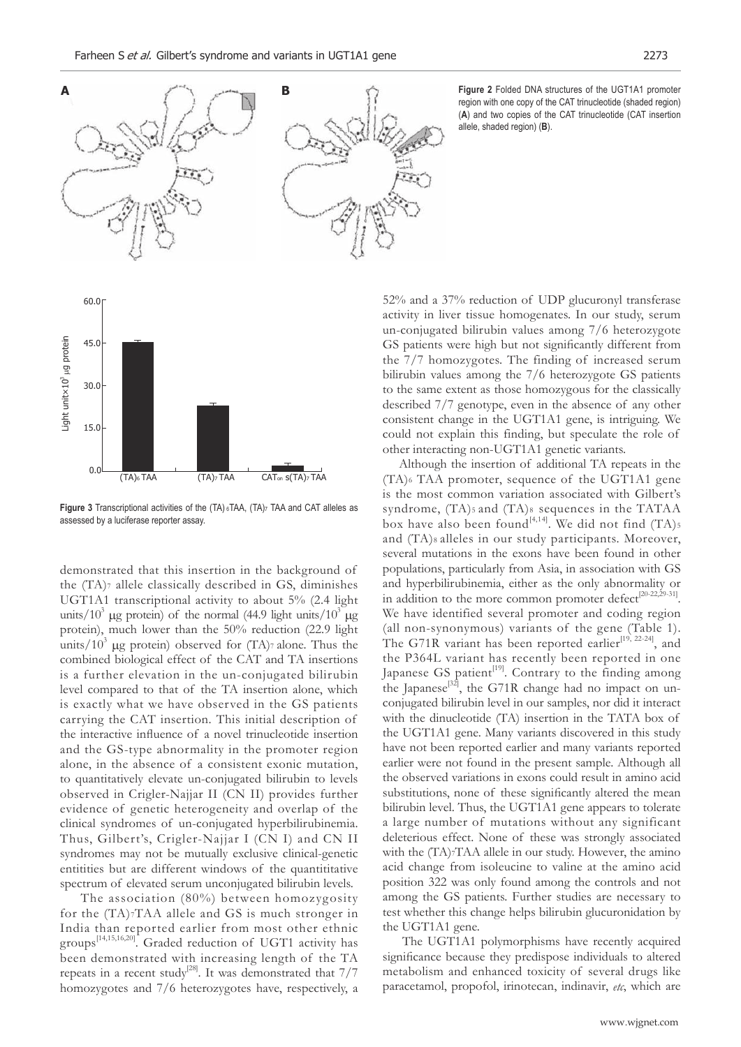**Figure 2** Folded DNA structures of the UGT1A1 promoter region with one copy of the CAT trinucleotide (shaded region) (**A**) and two copies of the CAT trinucleotide (CAT insertion allele, shaded region) (**B**).

**Figure 3** Transcriptional activities of the $(TA)_6$TAA, $(TA)_7$ TAA and CAT alleles as assessed by a luciferase reporter assay.

demonstrated that this insertion in the background of the $(TA)_7$ allele classically described in GS, diminishes UGT1A1 transcriptional activity to about 5% (2.4 light units/$10^3$ μg protein) of the normal (44.9 light units/$10^3$ μg protein), much lower than the 50% reduction (22.9 light units/$10^3$ μg protein) observed for $(TA)_7$ alone. Thus the combined biological effect of the CAT and TA insertions is a further elevation in the un-conjugated bilirubin level compared to that of the TA insertion alone, which is exactly what we have observed in the GS patients carrying the CAT insertion. This initial description of the interactive influence of a novel trinucleotide insertion and the GS-type abnormality in the promoter region alone, in the absence of a consistent exonic mutation, to quantitatively elevate un-conjugated bilirubin to levels observed in Crigler-Najjar II (CN II) provides further evidence of genetic heterogeneity and overlap of the clinical syndromes of un-conjugated hyperbilirubinemia. Thus, Gilbert's, Crigler-Najjar I (CN I) and CN II syndromes may not be mutually exclusive clinical-genetic entitities but are different windows of the quantitative spectrum of elevated serum unconjugated bilirubin levels.

The association (80%) between homozygosity for the $(TA)_7$TAA allele and GS is much stronger in India than reported earlier from most other ethnic groups[14,15,16,20]. Graded reduction of UGT1 activity has been demonstrated with increasing length of the TA repeats in a recent study[28]. It was demonstrated that 7/7 homozygotes and 7/6 heterozygotes have, respectively, a 52% and a 37% reduction of UDP glucuronyl transferase activity in liver tissue homogenates. In our study, serum un-conjugated bilirubin values among 7/6 heterozygote GS patients were high but not significantly different from the 7/7 homozygotes. The finding of increased serum bilirubin values among the 7/6 heterozygote GS patients to the same extent as those homozygous for the classically described 7/7 genotype, even in the absence of any other consistent change in the UGT1A1 gene, is intriguing. We could not explain this finding, but speculate the role of other interacting non-UGT1A1 genetic variants.

Although the insertion of additional TA repeats in the $(TA)_6$ TAA promoter, sequence of the UGT1A1 gene is the most common variation associated with Gilbert's syndrome, $(TA)_5$ and $(TA)_8$ sequences in the TATAA box have also been found[4,14]. We did not find $(TA)_5$ and $(TA)_8$ alleles in our study participants. Moreover, several mutations in the exons have been found in other populations, particularly from Asia, in association with GS and hyperbilirubinemia, either as the only abnormality or in addition to the more common promoter defect[20-22,29-31]. We have identified several promoter and coding region (all non-synonymous) variants of the gene (Table 1). The G71R variant has been reported earlier[19, 22-24], and the P364L variant has recently been reported in one Japanese GS patient[19]. Contrary to the finding among the Japanese[32], the G71R change had no impact on un-conjugated bilirubin level in our samples, nor did it interact with the dinucleotide (TA) insertion in the TATA box of the UGT1A1 gene. Many variants discovered in this study have not been reported earlier and many variants reported earlier were not found in the present sample. Although all the observed variations in exons could result in amino acid substitutions, none of these significantly altered the mean bilirubin level. Thus, the UGT1A1 gene appears to tolerate a large number of mutations without any significant deleterious effect. None of these was strongly associated with the $(TA)_7$TAA allele in our study. However, the amino acid change from isoleucine to valine at the amino acid position 322 was only found among the controls and not among the GS patients. Further studies are necessary to test whether this change helps bilirubin glucuronidation by the UGT1A1 gene.

The UGT1A1 polymorphisms have recently acquired significance because they predispose individuals to altered metabolism and enhanced toxicity of several drugs like paracetamol, propofol, irinotecan, indinavir, *etc*, which are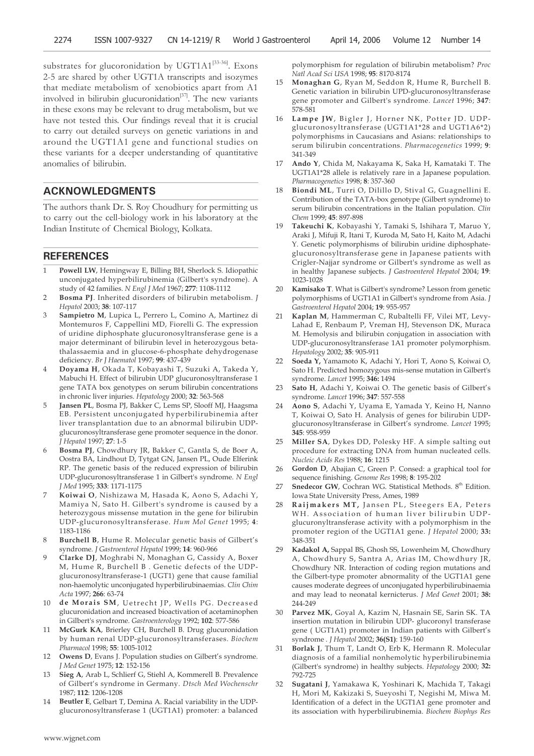substrates for glucoronidation by UGT1A1[33-36]. Exons 2-5 are shared by other UGT1A transcripts and isozymes that mediate metabolism of xenobiotics apart from A1 involved in bilirubin glucuronidation[37]. The new variants in these exons may be relevant to drug metabolism, but we have not tested this. Our findings reveal that it is crucial to carry out detailed surveys on genetic variations in and around the UGT1A1 gene and functional studies on these variants for a deeper understanding of quantitative anomalies of bilirubin.

## ACKNOWLEDGMENTS

The authors thank Dr. S. Roy Choudhury for permitting us to carry out the cell-biology work in his laboratory at the Indian Institute of Chemical Biology, Kolkata.

## REFERENCES

1. **Powell LW**, Hemingway E, Billing BH, Sherlock S. Idiopathic unconjugated hyperbilirubinemia (Gilbert's syndrome). A study of 42 families. *N Engl J Med* 1967; **277**: 1108-1112
2. **Bosma PJ**. Inherited disorders of bilirubin metabolism. *J Hepatol* 2003; **38**: 107-117
3. **Sampietro M**, Lupica L, Perrero L, Comino A, Martinez di Montemuros F, Cappellini MD, Fiorelli G. The expression of uridine diphosphate glucuronosyltransferase gene is a major determinant of bilirubin level in heterozygous beta-thalassaemia and in glucose-6-phosphate dehydrogenase deficiency. *Br J Haematol* 1997; **99**: 437-439
4. **Doyama H**, Okada T, Kobayashi T, Suzuki A, Takeda Y, Mabuchi H. Effect of bilirubin UDP glucuronosyltransferase 1 gene TATA box genotypes on serum bilirubin concentrations in chronic liver injuries. *Hepatology* 2000; **32**: 563-568
5. **Jansen PL**, Bosma PJ, Bakker C, Lems SP, Slooff MJ, Haagsma EB. Persistent unconjugated hyperbilirubinemia after liver transplantation due to an abnormal bilirubin UDP-glucuronosyltransferase gene promotor sequence in the donor. *J Hepatol* 1997; **27**: 1-5
6. **Bosma PJ**, Chowdhury JR, Bakker C, Gantla S, de Boer A, Oostra BA, Lindhout D, Tytgat GN, Jansen PL, Oude Elferink RP. The genetic basis of the reduced expression of bilirubin UDP-glucuronosyltransferase 1 in Gilbert's syndrome. *N Engl J Med* 1995; **333**: 1171-1175
7. **Koiwai O**, Nishizawa M, Hasada K, Aono S, Adachi Y, Mamiya N, Sato H. Gilbert's syndrome is caused by a heterozygous missense mutation in the gene for bilirubin UDP-glucuronosyltransferase. *Hum Mol Genet* 1995; **4**: 1183-1186
8. **Burchell B**, Hume R. Molecular genetic basis of Gilbert's syndrome. *J Gastroenterol Hepatol* 1999; **14**: 960-966
9. **Clarke DJ**, Moghrabi N, Monaghan G, Cassidy A, Boxer M, Hume R, Burchell B . Genetic defects of the UDP-glucuronosyltransferase-1 (UGT1) gene that cause familial non-haemolytic unconjugated hyperbilirubinaemias. *Clin Chim Acta* 1997; **266**: 63-74
10. **de Morais SM**, Uetrecht JP, Wells PG. Decreased glucuronidation and increased bioactivation of acetaminophen in Gilbert's syndrome. *Gastroenterology* 1992; **102**: 577-586
11. **McGurk KA**, Brierley CH, Burchell B. Drug glucuronidation by human renal UDP-glucuronosyltransferases. *Biochem Pharmacol* 1998; **55**: 1005-1012
12. **Owens D**, Evans J. Population studies on Gilbert's syndrome. *J Med Genet* 1975; **12**: 152-156
13. **Sieg A**, Arab L, Schlierf G, Stiehl A, Kommerell B. Prevalence of Gilbert's syndrome in Germany. *Dtsch Med Wochenschr* 1987; **112**: 1206-1208
14. **Beutler E**, Gelbart T, Demina A. Racial variability in the UDP-glucuronosyltransferase 1 (UGT1A1) promoter: a balanced polymorphism for regulation of bilirubin metabolism? *Proc Natl Acad Sci USA* 1998; **95**: 8170-8174
15. **Monaghan G**, Ryan M, Seddon R, Hume R, Burchell B. Genetic variation in bilirubin UPD-glucuronosyltransferase gene promoter and Gilbert's syndrome. *Lancet* 1996; **347**: 578-581
16. **Lampe JW**, Bigler J, Horner NK, Potter JD. UDP-glucuronosyltransferase (UGT1A1*28 and UGT1A6*2) polymorphisms in Caucasians and Asians: relationships to serum bilirubin concentrations. *Pharmacogenetics* 1999; **9**: 341-349
17. **Ando Y**, Chida M, Nakayama K, Saka H, Kamataki T. The UGT1A1*28 allele is relatively rare in a Japanese population. *Pharmacogenetics* 1998; **8**: 357-360
18. **Biondi ML**, Turri O, Dilillo D, Stival G, Guagnellini E. Contribution of the TATA-box genotype (Gilbert syndrome) to serum bilirubin concentrations in the Italian population. *Clin Chem* 1999; **45**: 897-898
19. **Takeuchi K**, Kobayashi Y, Tamaki S, Ishihara T, Maruo Y, Araki J, Mifuji R, Itani T, Kuroda M, Sato H, Kaito M, Adachi Y. Genetic polymorphisms of bilirubin uridine diphosphate-glucuronosyltransferase gene in Japanese patients with Crigler-Najjar syndrome or Gilbert's syndrome as well as in healthy Japanese subjects. *J Gastroenterol Hepatol* 2004; **19**: 1023-1028
20. **Kamisako T**. What is Gilbert's syndrome? Lesson from genetic polymorphisms of UGT1A1 in Gilbert's syndrome from Asia. *J Gastroenterol Hepatol* 2004; **19**: 955-957
21. **Kaplan M**, Hammerman C, Rubaltelli FF, Vilei MT, Levy-Lahad E, Renbaum P, Vreman HJ, Stevenson DK, Muraca M. Hemolysis and bilirubin conjugation in association with UDP-glucuronosyltransferase 1A1 promoter polymorphism. *Hepatology* 2002; **35**: 905-911
22. **Soeda Y,** Yamamoto K, Adachi Y, Hori T, Aono S, Koiwai O, Sato H. Predicted homozygous mis-sense mutation in Gilbert's syndrome. *Lancet* 1995; **346:** 1494
23. **Sato H**, Adachi Y, Koiwai O. The genetic basis of Gilbert's syndrome. *Lancet* 1996; **347**: 557-558
24. **Aono S**, Adachi Y, Uyama E, Yamada Y, Keino H, Nanno T, Koiwai O, Sato H. Analysis of genes for bilirubin UDP-glucuronosyltransferase in Gilbert's syndrome. *Lancet* 1995; **345**: 958-959
25. **Miller SA**, Dykes DD, Polesky HF. A simple salting out procedure for extracting DNA from human nucleated cells. *Nucleic Acids Res* 1988; **16**: 1215
26. **Gordon D**, Abajian C, Green P. Consed: a graphical tool for sequence finishing. *Genome Res* 1998; **8**: 195-202
27. **Snedecor GW**, Cochran WG. Statistical Methods. 8th Edition. Iowa State University Press, Ames, 1989
28. **Raijmakers MT,** Jansen PL, Steegers EA, Peters WH. Association of human liver bilirubin UDP-glucuronyltransferase activity with a polymorphism in the promoter region of the UGT1A1 gene. *J Hepatol* 2000; **33:** 348-351
29. **Kadakol A,** Sappal BS, Ghosh SS, Lowenheim M, Chowdhury A, Chowdhury S, Santra A, Arias IM, Chowdhury JR, Chowdhury NR. Interaction of coding region mutations and the Gilbert-type promoter abnormality of the UGT1A1 gene causes moderate degrees of unconjugated hyperbilirubinaemia and may lead to neonatal kernicterus. *J Med Genet* 2001; **38:** 244-249
30. **Parvez MK**, Goyal A, Kazim N, Hasnain SE, Sarin SK. TA insertion mutation in bilirubin UDP- glucoronyl transferase gene ( UGT1A1) promoter in Indian patients with Gilbert's syndrome . *J Hepatol* 2002; **36(S1)**: 159-160
31. **Borlak J**, Thum T, Landt O, Erb K, Hermann R. Molecular diagnosis of a familial nonhemolytic hyperbilirubinemia (Gilbert's syndrome) in healthy subjects. *Hepatology* 2000; **32:** 792-725
32. **Sugatani J**, Yamakawa K, Yoshinari K, Machida T, Takagi H, Mori M, Kakizaki S, Sueyoshi T, Negishi M, Miwa M. Identification of a defect in the UGT1A1 gene promoter and its association with hyperbilirubinemia. *Biochem Biophys Res*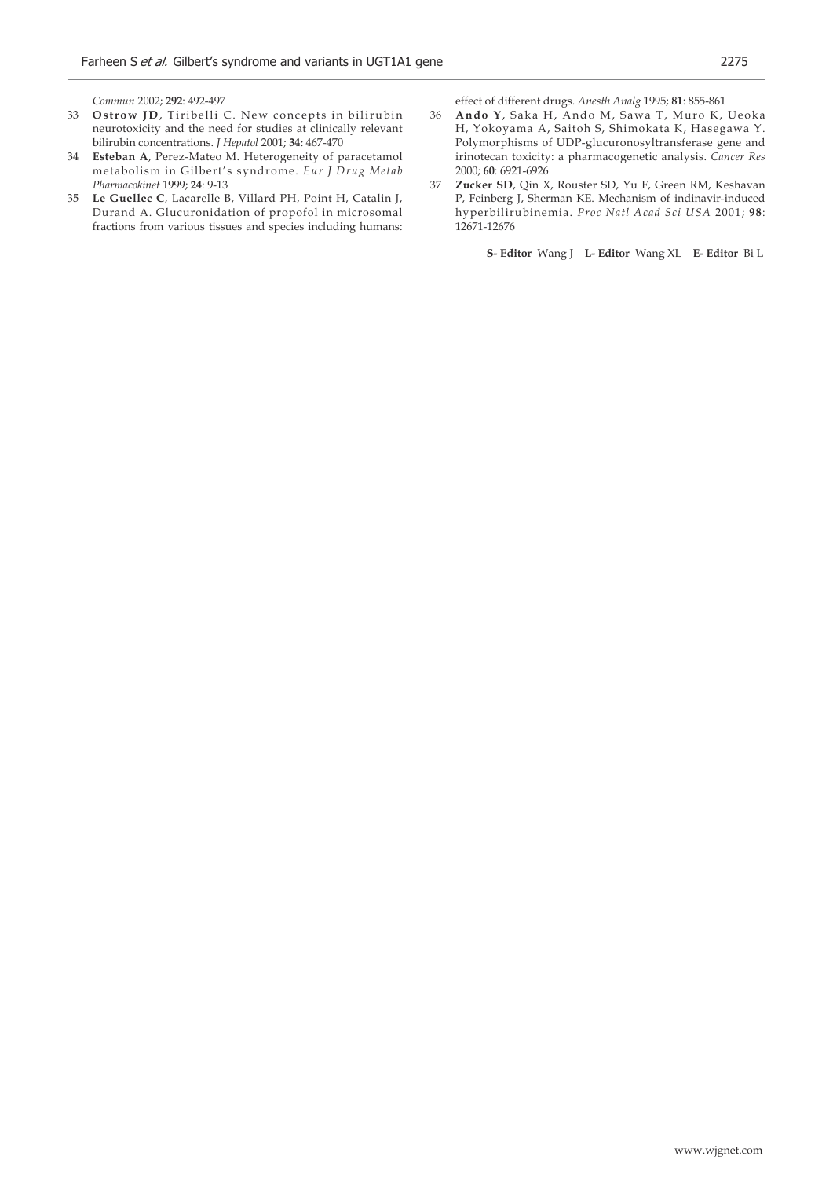*Commun* 2002; **292**: 492-497

33 **Ostrow JD**, Tiribelli C. New concepts in bilirubin neurotoxicity and the need for studies at clinically relevant bilirubin concentrations. *J Hepatol* 2001; **34:** 467-470

34 **Esteban A**, Perez-Mateo M. Heterogeneity of paracetamol metabolism in Gilbert's syndrome. *Eur J Drug Metab Pharmacokinet* 1999; **24**: 9-13

35 **Le Guellec C**, Lacarelle B, Villard PH, Point H, Catalin J, Durand A. Glucuronidation of propofol in microsomal fractions from various tissues and species including humans: effect of different drugs. *Anesth Analg* 1995; **81**: 855-861

36 **Ando Y**, Saka H, Ando M, Sawa T, Muro K, Ueoka H, Yokoyama A, Saitoh S, Shimokata K, Hasegawa Y. Polymorphisms of UDP-glucuronosyltransferase gene and irinotecan toxicity: a pharmacogenetic analysis. *Cancer Res* 2000; **60**: 6921-6926

37 **Zucker SD**, Qin X, Rouster SD, Yu F, Green RM, Keshavan P, Feinberg J, Sherman KE. Mechanism of indinavir-induced hyperbilirubinemia. *Proc Natl Acad Sci USA* 2001; **98**: 12671-12676

**S- Editor** Wang J **L- Editor** Wang XL **E- Editor** Bi L